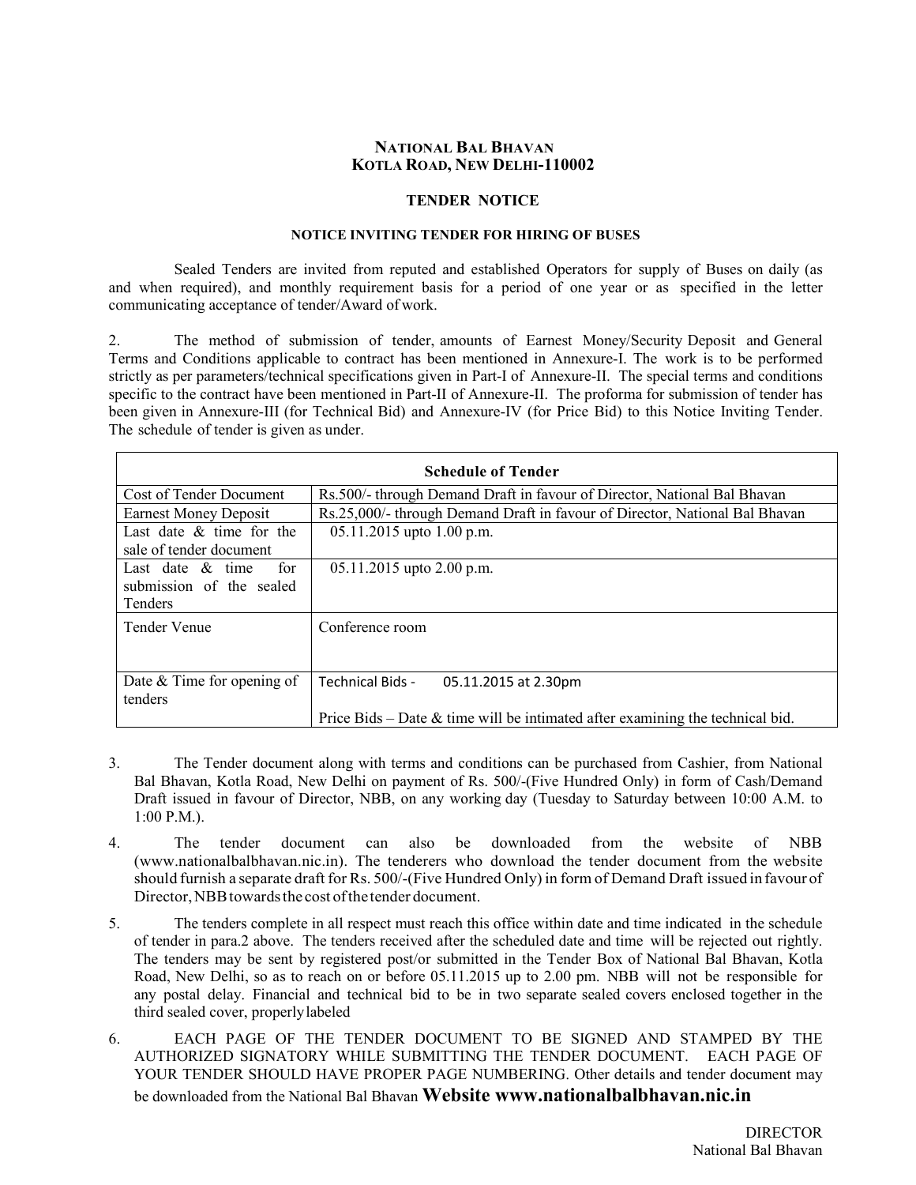# NATIONAL BAL BHAVAN
## KOTLA ROAD, NEW DELHI-110002

## TENDER NOTICE

### NOTICE INVITING TENDER FOR HIRING OF BUSES

Sealed Tenders are invited from reputed and established Operators for supply of Buses on daily (as and when required), and monthly requirement basis for a period of one year or as specified in the letter communicating acceptance of tender/Award of work.

2. The method of submission of tender, amounts of Earnest Money/Security Deposit and General Terms and Conditions applicable to contract has been mentioned in Annexure-I. The work is to be performed strictly as per parameters/technical specifications given in Part-I of Annexure-II. The special terms and conditions specific to the contract have been mentioned in Part-II of Annexure-II. The proforma for submission of tender has been given in Annexure-III (for Technical Bid) and Annexure-IV (for Price Bid) to this Notice Inviting Tender. The schedule of tender is given as under.

| Schedule of Tender | |
|---|---|
| Cost of Tender Document | Rs.500/- through Demand Draft in favour of Director, National Bal Bhavan |
| Earnest Money Deposit | Rs.25,000/- through Demand Draft in favour of Director, National Bal Bhavan |
| Last date & time for the sale of tender document | 05.11.2015 upto 1.00 p.m. |
| Last date & time for submission of the sealed Tenders | 05.11.2015 upto 2.00 p.m. |
| Tender Venue | Conference room |
| Date & Time for opening of tenders | Technical Bids - 05.11.2015 at 2.30pm<br>Price Bids – Date & time will be intimated after examining the technical bid. |

3. The Tender document along with terms and conditions can be purchased from Cashier, from National Bal Bhavan, Kotla Road, New Delhi on payment of Rs. 500/-(Five Hundred Only) in form of Cash/Demand Draft issued in favour of Director, NBB, on any working day (Tuesday to Saturday between 10:00 A.M. to 1:00 P.M.).

4. The tender document can also be downloaded from the website of NBB (www.nationalbalbhavan.nic.in). The tenderers who download the tender document from the website should furnish a separate draft for Rs. 500/-(Five Hundred Only) in form of Demand Draft issued in favour of Director, NBB towards the cost of the tender document.

5. The tenders complete in all respect must reach this office within date and time indicated in the schedule of tender in para.2 above. The tenders received after the scheduled date and time will be rejected out rightly. The tenders may be sent by registered post/or submitted in the Tender Box of National Bal Bhavan, Kotla Road, New Delhi, so as to reach on or before 05.11.2015 up to 2.00 pm. NBB will not be responsible for any postal delay. Financial and technical bid to be in two separate sealed covers enclosed together in the third sealed cover, properly labeled

6. EACH PAGE OF THE TENDER DOCUMENT TO BE SIGNED AND STAMPED BY THE AUTHORIZED SIGNATORY WHILE SUBMITTING THE TENDER DOCUMENT. EACH PAGE OF YOUR TENDER SHOULD HAVE PROPER PAGE NUMBERING. Other details and tender document may be downloaded from the National Bal Bhavan **Website www.nationalbalbhavan.nic.in**

DIRECTOR
National Bal Bhavan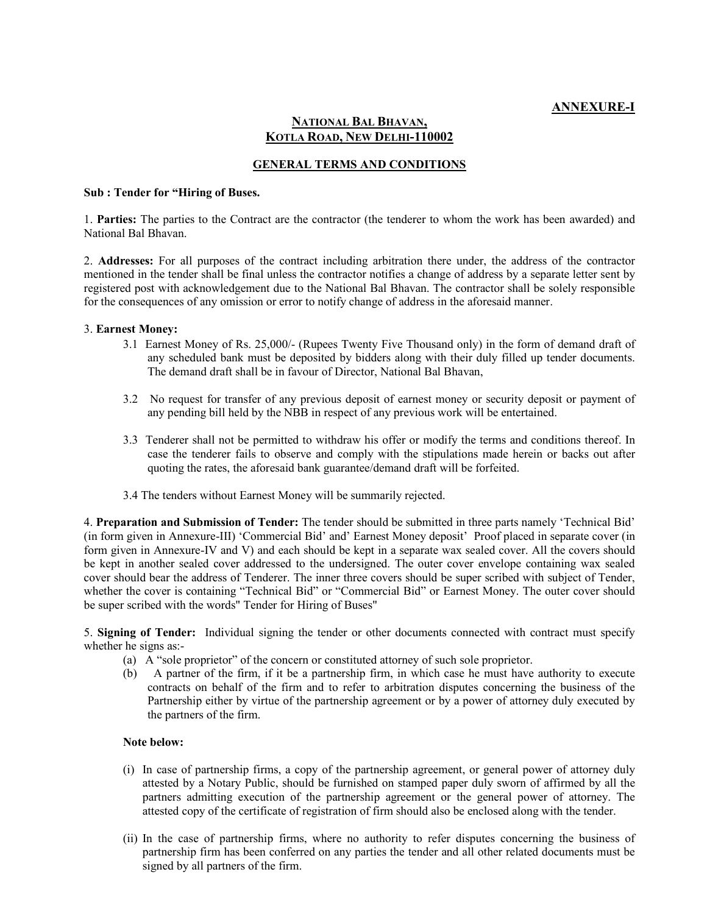**ANNEXURE-I**

## NATIONAL BAL BHAVAN, KOTLA ROAD, NEW DELHI-110002

### GENERAL TERMS AND CONDITIONS

**Sub : Tender for "Hiring of Buses.**

1. **Parties:** The parties to the Contract are the contractor (the tenderer to whom the work has been awarded) and National Bal Bhavan.

2. **Addresses:** For all purposes of the contract including arbitration there under, the address of the contractor mentioned in the tender shall be final unless the contractor notifies a change of address by a separate letter sent by registered post with acknowledgement due to the National Bal Bhavan. The contractor shall be solely responsible for the consequences of any omission or error to notify change of address in the aforesaid manner.

3. **Earnest Money:**

3.1 Earnest Money of Rs. 25,000/- (Rupees Twenty Five Thousand only) in the form of demand draft of any scheduled bank must be deposited by bidders along with their duly filled up tender documents. The demand draft shall be in favour of Director, National Bal Bhavan,

3.2 No request for transfer of any previous deposit of earnest money or security deposit or payment of any pending bill held by the NBB in respect of any previous work will be entertained.

3.3 Tenderer shall not be permitted to withdraw his offer or modify the terms and conditions thereof. In case the tenderer fails to observe and comply with the stipulations made herein or backs out after quoting the rates, the aforesaid bank guarantee/demand draft will be forfeited.

3.4 The tenders without Earnest Money will be summarily rejected.

4. **Preparation and Submission of Tender:** The tender should be submitted in three parts namely 'Technical Bid' (in form given in Annexure-III) 'Commercial Bid' and' Earnest Money deposit' Proof placed in separate cover (in form given in Annexure-IV and V) and each should be kept in a separate wax sealed cover. All the covers should be kept in another sealed cover addressed to the undersigned. The outer cover envelope containing wax sealed cover should bear the address of Tenderer. The inner three covers should be super scribed with subject of Tender, whether the cover is containing "Technical Bid" or "Commercial Bid" or Earnest Money. The outer cover should be super scribed with the words" Tender for Hiring of Buses"

5. **Signing of Tender:** Individual signing the tender or other documents connected with contract must specify whether he signs as:-

(a) A "sole proprietor" of the concern or constituted attorney of such sole proprietor.

(b) A partner of the firm, if it be a partnership firm, in which case he must have authority to execute contracts on behalf of the firm and to refer to arbitration disputes concerning the business of the Partnership either by virtue of the partnership agreement or by a power of attorney duly executed by the partners of the firm.

**Note below:**

(i) In case of partnership firms, a copy of the partnership agreement, or general power of attorney duly attested by a Notary Public, should be furnished on stamped paper duly sworn of affirmed by all the partners admitting execution of the partnership agreement or the general power of attorney. The attested copy of the certificate of registration of firm should also be enclosed along with the tender.

(ii) In the case of partnership firms, where no authority to refer disputes concerning the business of partnership firm has been conferred on any parties the tender and all other related documents must be signed by all partners of the firm.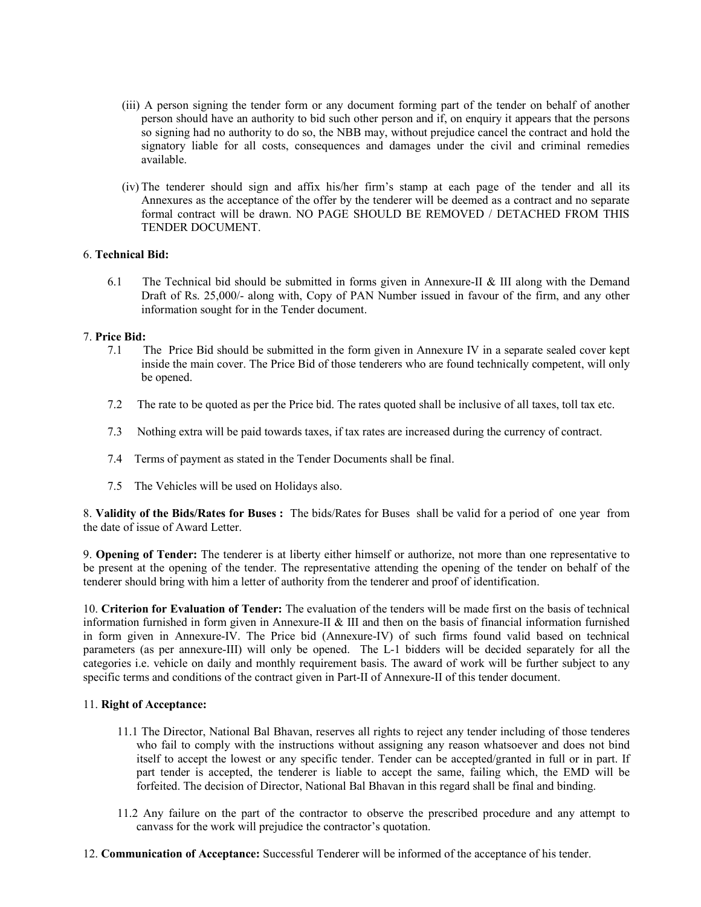(iii) A person signing the tender form or any document forming part of the tender on behalf of another person should have an authority to bid such other person and if, on enquiry it appears that the persons so signing had no authority to do so, the NBB may, without prejudice cancel the contract and hold the signatory liable for all costs, consequences and damages under the civil and criminal remedies available.

(iv) The tenderer should sign and affix his/her firm's stamp at each page of the tender and all its Annexures as the acceptance of the offer by the tenderer will be deemed as a contract and no separate formal contract will be drawn. NO PAGE SHOULD BE REMOVED / DETACHED FROM THIS TENDER DOCUMENT.

6. **Technical Bid:**

6.1 The Technical bid should be submitted in forms given in Annexure-II & III along with the Demand Draft of Rs. 25,000/- along with, Copy of PAN Number issued in favour of the firm, and any other information sought for in the Tender document.

7. **Price Bid:**

7.1 The Price Bid should be submitted in the form given in Annexure IV in a separate sealed cover kept inside the main cover. The Price Bid of those tenderers who are found technically competent, will only be opened.

7.2 The rate to be quoted as per the Price bid. The rates quoted shall be inclusive of all taxes, toll tax etc.

7.3 Nothing extra will be paid towards taxes, if tax rates are increased during the currency of contract.

7.4 Terms of payment as stated in the Tender Documents shall be final.

7.5 The Vehicles will be used on Holidays also.

8. **Validity of the Bids/Rates for Buses :** The bids/Rates for Buses shall be valid for a period of one year from the date of issue of Award Letter.

9. **Opening of Tender:** The tenderer is at liberty either himself or authorize, not more than one representative to be present at the opening of the tender. The representative attending the opening of the tender on behalf of the tenderer should bring with him a letter of authority from the tenderer and proof of identification.

10. **Criterion for Evaluation of Tender:** The evaluation of the tenders will be made first on the basis of technical information furnished in form given in Annexure-II & III and then on the basis of financial information furnished in form given in Annexure-IV. The Price bid (Annexure-IV) of such firms found valid based on technical parameters (as per annexure-III) will only be opened. The L-1 bidders will be decided separately for all the categories i.e. vehicle on daily and monthly requirement basis. The award of work will be further subject to any specific terms and conditions of the contract given in Part-II of Annexure-II of this tender document.

11. **Right of Acceptance:**

11.1 The Director, National Bal Bhavan, reserves all rights to reject any tender including of those tenderes who fail to comply with the instructions without assigning any reason whatsoever and does not bind itself to accept the lowest or any specific tender. Tender can be accepted/granted in full or in part. If part tender is accepted, the tenderer is liable to accept the same, failing which, the EMD will be forfeited. The decision of Director, National Bal Bhavan in this regard shall be final and binding.

11.2 Any failure on the part of the contractor to observe the prescribed procedure and any attempt to canvass for the work will prejudice the contractor's quotation.

12. **Communication of Acceptance:** Successful Tenderer will be informed of the acceptance of his tender.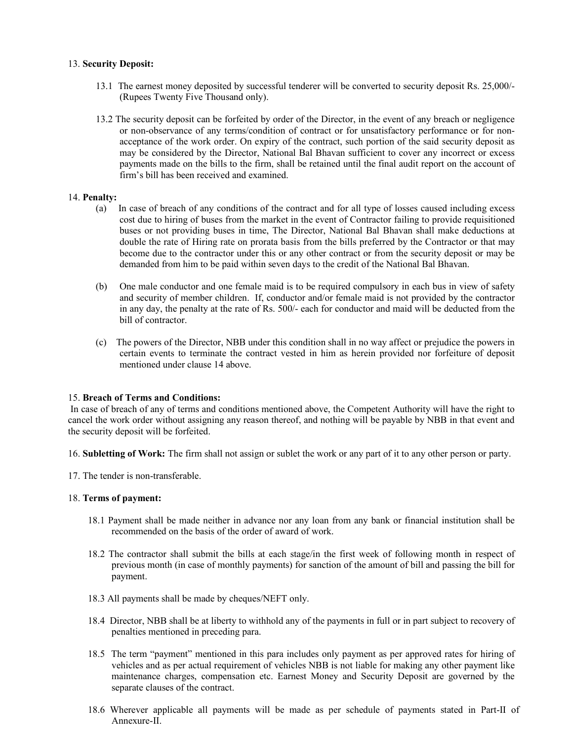13. **Security Deposit:**

13.1 The earnest money deposited by successful tenderer will be converted to security deposit Rs. 25,000/- (Rupees Twenty Five Thousand only).

13.2 The security deposit can be forfeited by order of the Director, in the event of any breach or negligence or non-observance of any terms/condition of contract or for unsatisfactory performance or for non-acceptance of the work order. On expiry of the contract, such portion of the said security deposit as may be considered by the Director, National Bal Bhavan sufficient to cover any incorrect or excess payments made on the bills to the firm, shall be retained until the final audit report on the account of firm's bill has been received and examined.

14. **Penalty:**

(a) In case of breach of any conditions of the contract and for all type of losses caused including excess cost due to hiring of buses from the market in the event of Contractor failing to provide requisitioned buses or not providing buses in time, The Director, National Bal Bhavan shall make deductions at double the rate of Hiring rate on prorata basis from the bills preferred by the Contractor or that may become due to the contractor under this or any other contract or from the security deposit or may be demanded from him to be paid within seven days to the credit of the National Bal Bhavan.

(b) One male conductor and one female maid is to be required compulsory in each bus in view of safety and security of member children. If, conductor and/or female maid is not provided by the contractor in any day, the penalty at the rate of Rs. 500/- each for conductor and maid will be deducted from the bill of contractor.

(c) The powers of the Director, NBB under this condition shall in no way affect or prejudice the powers in certain events to terminate the contract vested in him as herein provided nor forfeiture of deposit mentioned under clause 14 above.

15. **Breach of Terms and Conditions:**

In case of breach of any of terms and conditions mentioned above, the Competent Authority will have the right to cancel the work order without assigning any reason thereof, and nothing will be payable by NBB in that event and the security deposit will be forfeited.

16. **Subletting of Work:** The firm shall not assign or sublet the work or any part of it to any other person or party.

17. The tender is non-transferable.

18. **Terms of payment:**

18.1 Payment shall be made neither in advance nor any loan from any bank or financial institution shall be recommended on the basis of the order of award of work.

18.2 The contractor shall submit the bills at each stage/in the first week of following month in respect of previous month (in case of monthly payments) for sanction of the amount of bill and passing the bill for payment.

18.3 All payments shall be made by cheques/NEFT only.

18.4 Director, NBB shall be at liberty to withhold any of the payments in full or in part subject to recovery of penalties mentioned in preceding para.

18.5 The term "payment" mentioned in this para includes only payment as per approved rates for hiring of vehicles and as per actual requirement of vehicles NBB is not liable for making any other payment like maintenance charges, compensation etc. Earnest Money and Security Deposit are governed by the separate clauses of the contract.

18.6 Wherever applicable all payments will be made as per schedule of payments stated in Part-II of Annexure-II.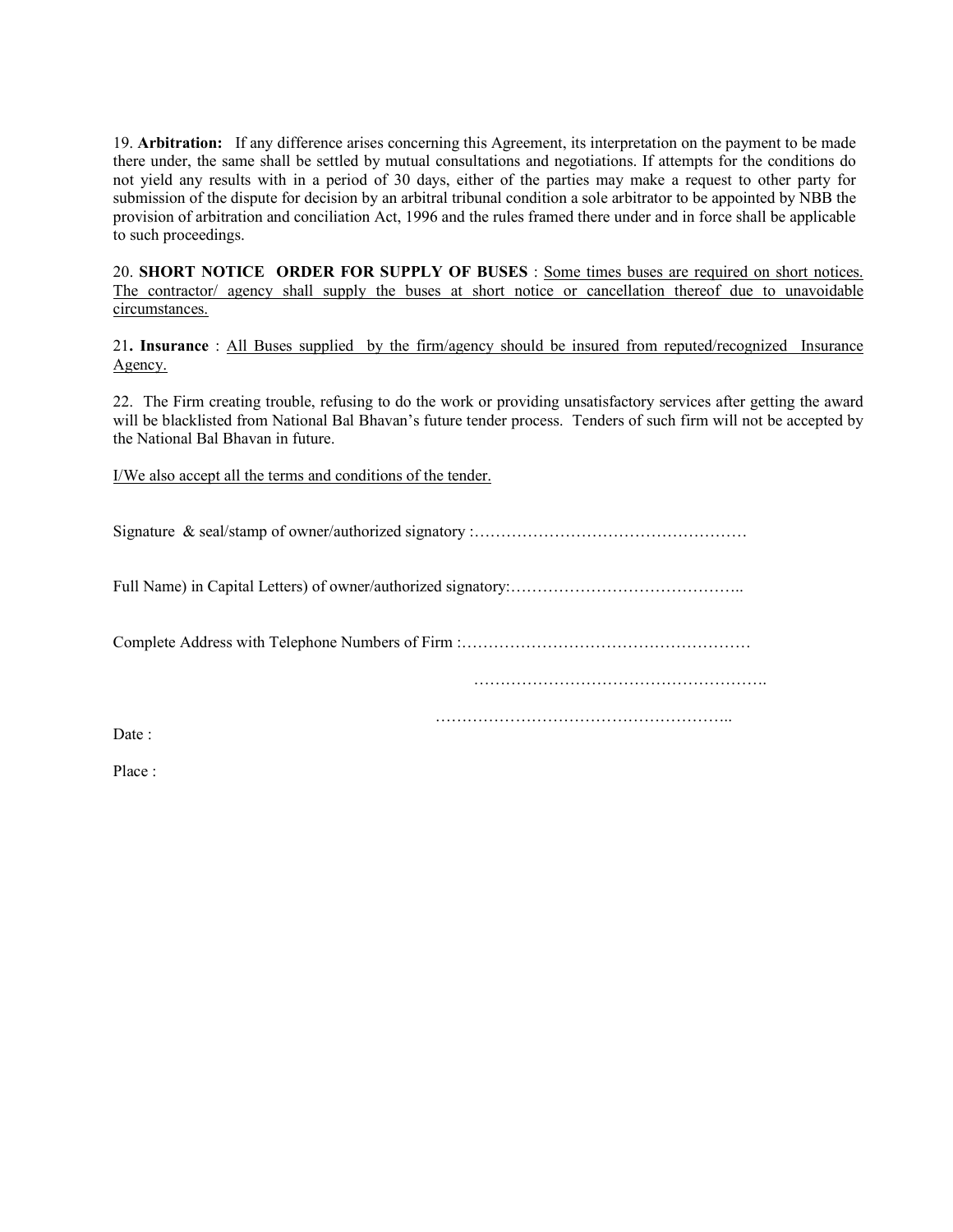19. **Arbitration:** If any difference arises concerning this Agreement, its interpretation on the payment to be made there under, the same shall be settled by mutual consultations and negotiations. If attempts for the conditions do not yield any results with in a period of 30 days, either of the parties may make a request to other party for submission of the dispute for decision by an arbitral tribunal condition a sole arbitrator to be appointed by NBB the provision of arbitration and conciliation Act, 1996 and the rules framed there under and in force shall be applicable to such proceedings.

20. **SHORT NOTICE ORDER FOR SUPPLY OF BUSES** : Some times buses are required on short notices. The contractor/ agency shall supply the buses at short notice or cancellation thereof due to unavoidable circumstances.

21**. Insurance** : All Buses supplied by the firm/agency should be insured from reputed/recognized Insurance Agency.

22. The Firm creating trouble, refusing to do the work or providing unsatisfactory services after getting the award will be blacklisted from National Bal Bhavan's future tender process. Tenders of such firm will not be accepted by the National Bal Bhavan in future.

I/We also accept all the terms and conditions of the tender.

Signature & seal/stamp of owner/authorized signatory :……………………………………………

Full Name) in Capital Letters) of owner/authorized signatory:……………………………………..

Complete Address with Telephone Numbers of Firm :………………………………………………

……………………………………………….

………………………………………………..

Date :

Place :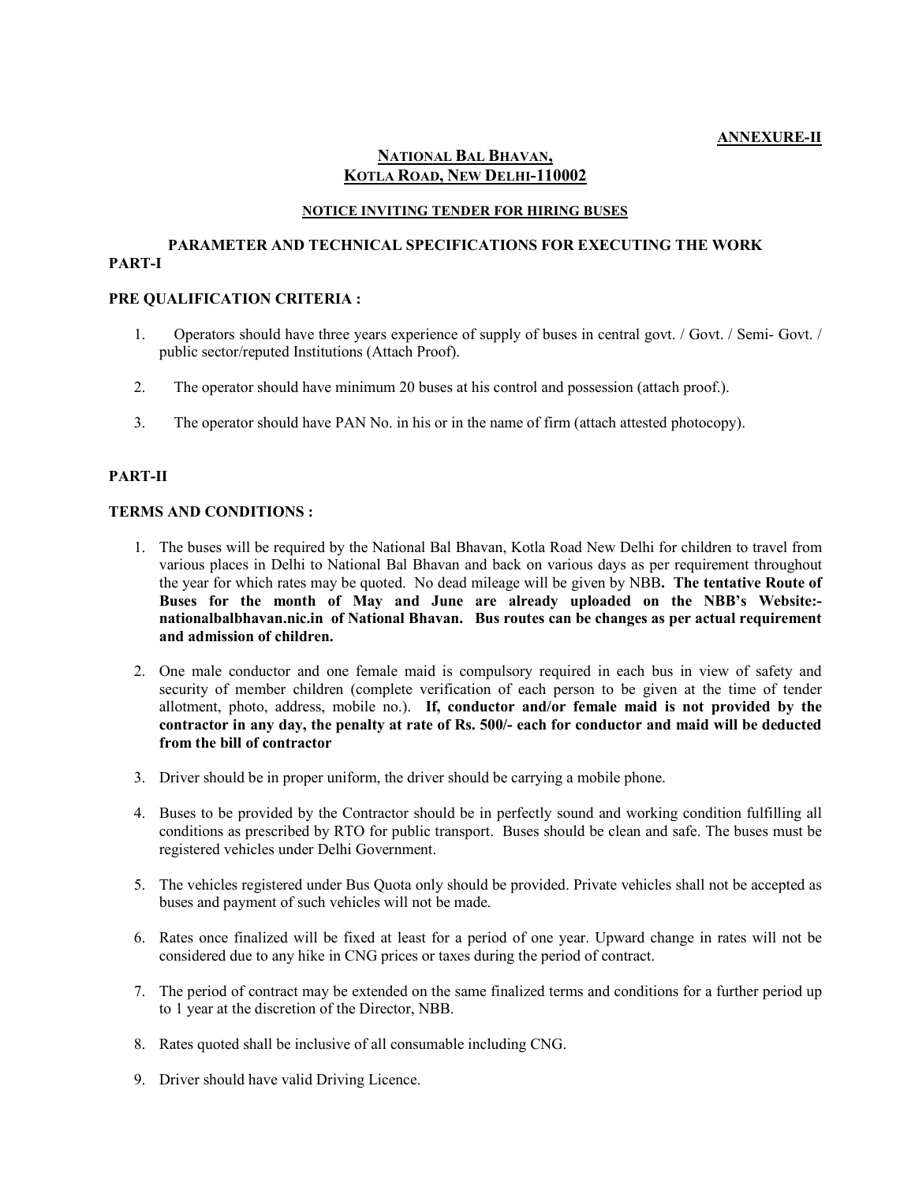**ANNEXURE-II**

## NATIONAL BAL BHAVAN,
## KOTLA ROAD, NEW DELHI-110002

**NOTICE INVITING TENDER FOR HIRING BUSES**

**PARAMETER AND TECHNICAL SPECIFICATIONS FOR EXECUTING THE WORK**

**PART-I**

**PRE QUALIFICATION CRITERIA :**

1. Operators should have three years experience of supply of buses in central govt. / Govt. / Semi- Govt. / public sector/reputed Institutions (Attach Proof).
2. The operator should have minimum 20 buses at his control and possession (attach proof.).
3. The operator should have PAN No. in his or in the name of firm (attach attested photocopy).

**PART-II**

**TERMS AND CONDITIONS :**

1. The buses will be required by the National Bal Bhavan, Kotla Road New Delhi for children to travel from various places in Delhi to National Bal Bhavan and back on various days as per requirement throughout the year for which rates may be quoted. No dead mileage will be given by NBB**. The tentative Route of Buses for the month of May and June are already uploaded on the NBB's Website:- nationalbalbhavan.nic.in of National Bhavan. Bus routes can be changes as per actual requirement and admission of children.**
2. One male conductor and one female maid is compulsory required in each bus in view of safety and security of member children (complete verification of each person to be given at the time of tender allotment, photo, address, mobile no.). **If, conductor and/or female maid is not provided by the contractor in any day, the penalty at rate of Rs. 500/- each for conductor and maid will be deducted from the bill of contractor**
3. Driver should be in proper uniform, the driver should be carrying a mobile phone.
4. Buses to be provided by the Contractor should be in perfectly sound and working condition fulfilling all conditions as prescribed by RTO for public transport. Buses should be clean and safe. The buses must be registered vehicles under Delhi Government.
5. The vehicles registered under Bus Quota only should be provided. Private vehicles shall not be accepted as buses and payment of such vehicles will not be made.
6. Rates once finalized will be fixed at least for a period of one year. Upward change in rates will not be considered due to any hike in CNG prices or taxes during the period of contract.
7. The period of contract may be extended on the same finalized terms and conditions for a further period up to 1 year at the discretion of the Director, NBB.
8. Rates quoted shall be inclusive of all consumable including CNG.
9. Driver should have valid Driving Licence.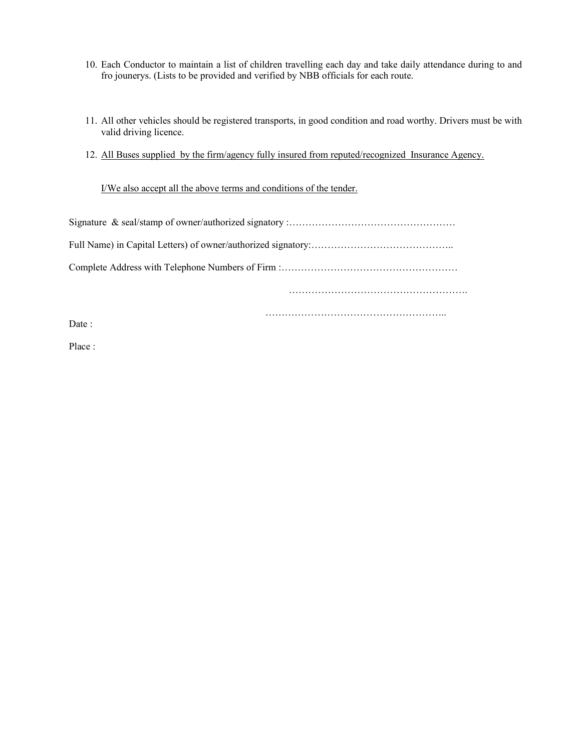10. Each Conductor to maintain a list of children travelling each day and take daily attendance during to and fro jounerys. (Lists to be provided and verified by NBB officials for each route.

11. All other vehicles should be registered transports, in good condition and road worthy. Drivers must be with valid driving licence.

12. <u>All Buses supplied by the firm/agency fully insured from reputed/recognized Insurance Agency.</u>

<u>I/We also accept all the above terms and conditions of the tender.</u>

Signature & seal/stamp of owner/authorized signatory :……………………………………………

Full Name) in Capital Letters) of owner/authorized signatory:……………………………………..

Complete Address with Telephone Numbers of Firm :………………………………………………

……………………………………………….

………………………………………………..

Date :

Place :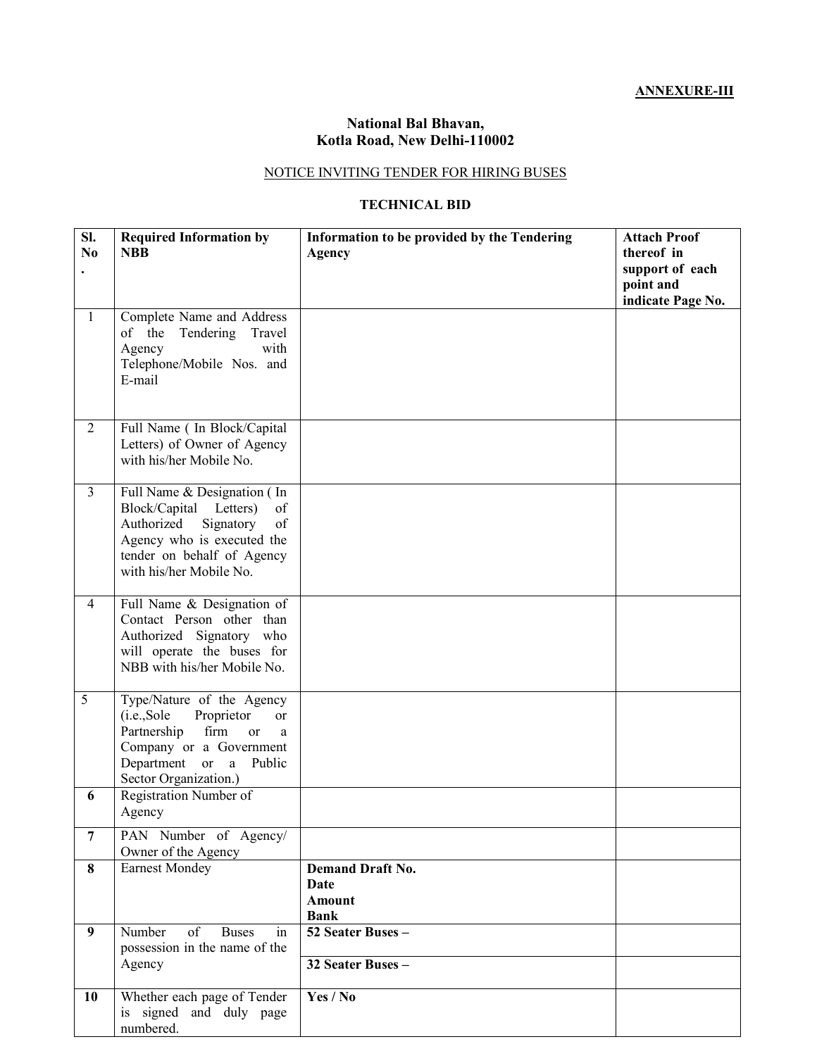**ANNEXURE-III**

**National Bal Bhavan,**
**Kotla Road, New Delhi-110002**

NOTICE INVITING TENDER FOR HIRING BUSES

**TECHNICAL BID**

| Sl. No. | Required Information by NBB | Information to be provided by the Tendering Agency | Attach Proof thereof in support of each point and indicate Page No. |
|---|---|---|---|
| 1 | Complete Name and Address of the Tendering Travel Agency with Telephone/Mobile Nos. and E-mail | | |
| 2 | Full Name ( In Block/Capital Letters) of Owner of Agency with his/her Mobile No. | | |
| 3 | Full Name & Designation ( In Block/Capital Letters) of Authorized Signatory of Agency who is executed the tender on behalf of Agency with his/her Mobile No. | | |
| 4 | Full Name & Designation of Contact Person other than Authorized Signatory who will operate the buses for NBB with his/her Mobile No. | | |
| 5 | Type/Nature of the Agency (i.e.,Sole Proprietor or Partnership firm or a Company or a Government Department or a Public Sector Organization.) | | |
| **6** | Registration Number of Agency | | |
| **7** | PAN Number of Agency/ Owner of the Agency | | |
| **8** | Earnest Mondey | **Demand Draft No.**<br>**Date**<br>**Amount**<br>**Bank** | |
| **9** | Number of Buses in possession in the name of the Agency | **52 Seater Buses –** | |
| | | **32 Seater Buses –** | |
| **10** | Whether each page of Tender is signed and duly page numbered. | **Yes / No** | |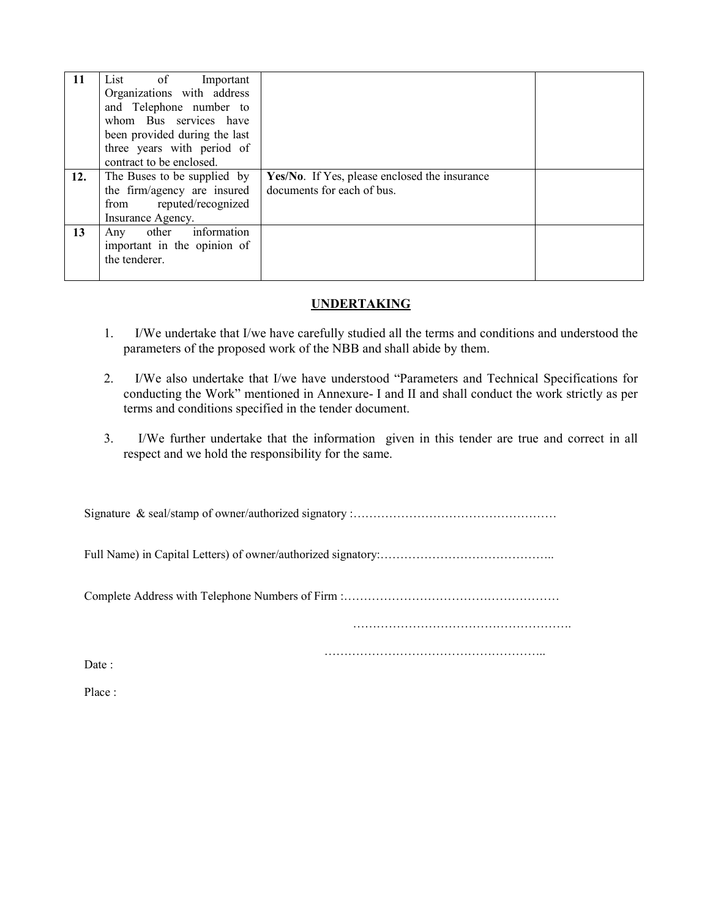| | | | |
|---|---|---|---|
| 11 | List of Important Organizations with address and Telephone number to whom Bus services have been provided during the last three years with period of contract to be enclosed. | | |
| 12. | The Buses to be supplied by the firm/agency are insured from reputed/recognized Insurance Agency. | **Yes/No**. If Yes, please enclosed the insurance documents for each of bus. | |
| 13 | Any other information important in the opinion of the tenderer. | | |

## UNDERTAKING

1. I/We undertake that I/we have carefully studied all the terms and conditions and understood the parameters of the proposed work of the NBB and shall abide by them.

2. I/We also undertake that I/we have understood "Parameters and Technical Specifications for conducting the Work" mentioned in Annexure- I and II and shall conduct the work strictly as per terms and conditions specified in the tender document.

3. I/We further undertake that the information given in this tender are true and correct in all respect and we hold the responsibility for the same.

Signature & seal/stamp of owner/authorized signatory :……………………………………………

Full Name) in Capital Letters) of owner/authorized signatory:……………………………………..

Complete Address with Telephone Numbers of Firm :………………………………………………

……………………………………………….

………………………………………………..

Date :

Place :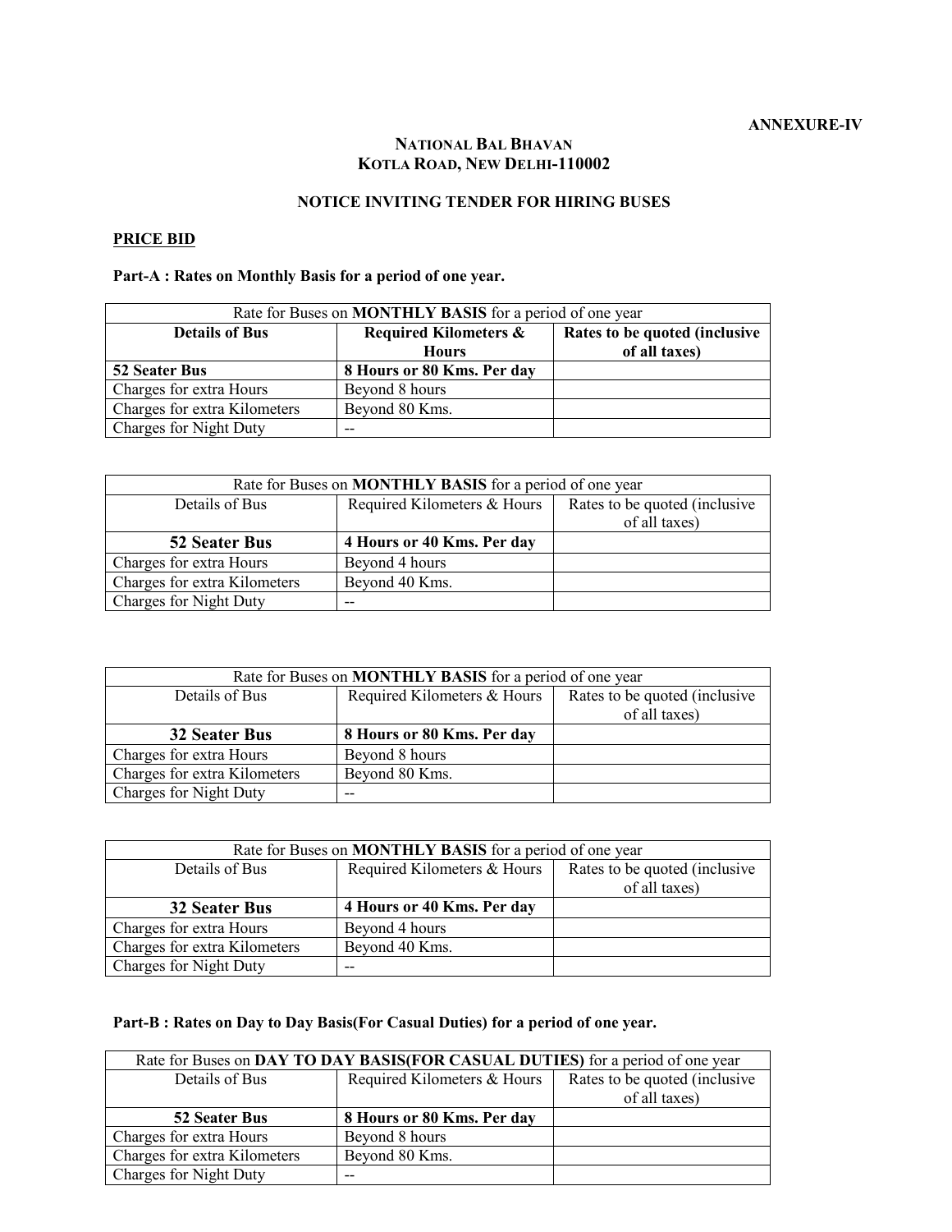**ANNEXURE-IV**

**NATIONAL BAL BHAVAN**
**KOTLA ROAD, NEW DELHI-110002**

**NOTICE INVITING TENDER FOR HIRING BUSES**

**PRICE BID**

**Part-A : Rates on Monthly Basis for a period of one year.**

| Rate for Buses on **MONTHLY BASIS** for a period of one year | | |
|---|---|---|
| **Details of Bus** | **Required Kilometers & Hours** | **Rates to be quoted (inclusive of all taxes)** |
| **52 Seater Bus** | **8 Hours or 80 Kms. Per day** | |
| Charges for extra Hours | Beyond 8 hours | |
| Charges for extra Kilometers | Beyond 80 Kms. | |
| Charges for Night Duty | -- | |

| Rate for Buses on **MONTHLY BASIS** for a period of one year | | |
|---|---|---|
| Details of Bus | Required Kilometers & Hours | Rates to be quoted (inclusive of all taxes) |
| **52 Seater Bus** | **4 Hours or 40 Kms. Per day** | |
| Charges for extra Hours | Beyond 4 hours | |
| Charges for extra Kilometers | Beyond 40 Kms. | |
| Charges for Night Duty | -- | |

| Rate for Buses on **MONTHLY BASIS** for a period of one year | | |
|---|---|---|
| Details of Bus | Required Kilometers & Hours | Rates to be quoted (inclusive of all taxes) |
| **32 Seater Bus** | **8 Hours or 80 Kms. Per day** | |
| Charges for extra Hours | Beyond 8 hours | |
| Charges for extra Kilometers | Beyond 80 Kms. | |
| Charges for Night Duty | -- | |

| Rate for Buses on **MONTHLY BASIS** for a period of one year | | |
|---|---|---|
| Details of Bus | Required Kilometers & Hours | Rates to be quoted (inclusive of all taxes) |
| **32 Seater Bus** | **4 Hours or 40 Kms. Per day** | |
| Charges for extra Hours | Beyond 4 hours | |
| Charges for extra Kilometers | Beyond 40 Kms. | |
| Charges for Night Duty | -- | |

**Part-B : Rates on Day to Day Basis(For Casual Duties) for a period of one year.**

| Rate for Buses on **DAY TO DAY BASIS(FOR CASUAL DUTIES)** for a period of one year | | |
|---|---|---|
| Details of Bus | Required Kilometers & Hours | Rates to be quoted (inclusive of all taxes) |
| **52 Seater Bus** | **8 Hours or 80 Kms. Per day** | |
| Charges for extra Hours | Beyond 8 hours | |
| Charges for extra Kilometers | Beyond 80 Kms. | |
| Charges for Night Duty | -- | |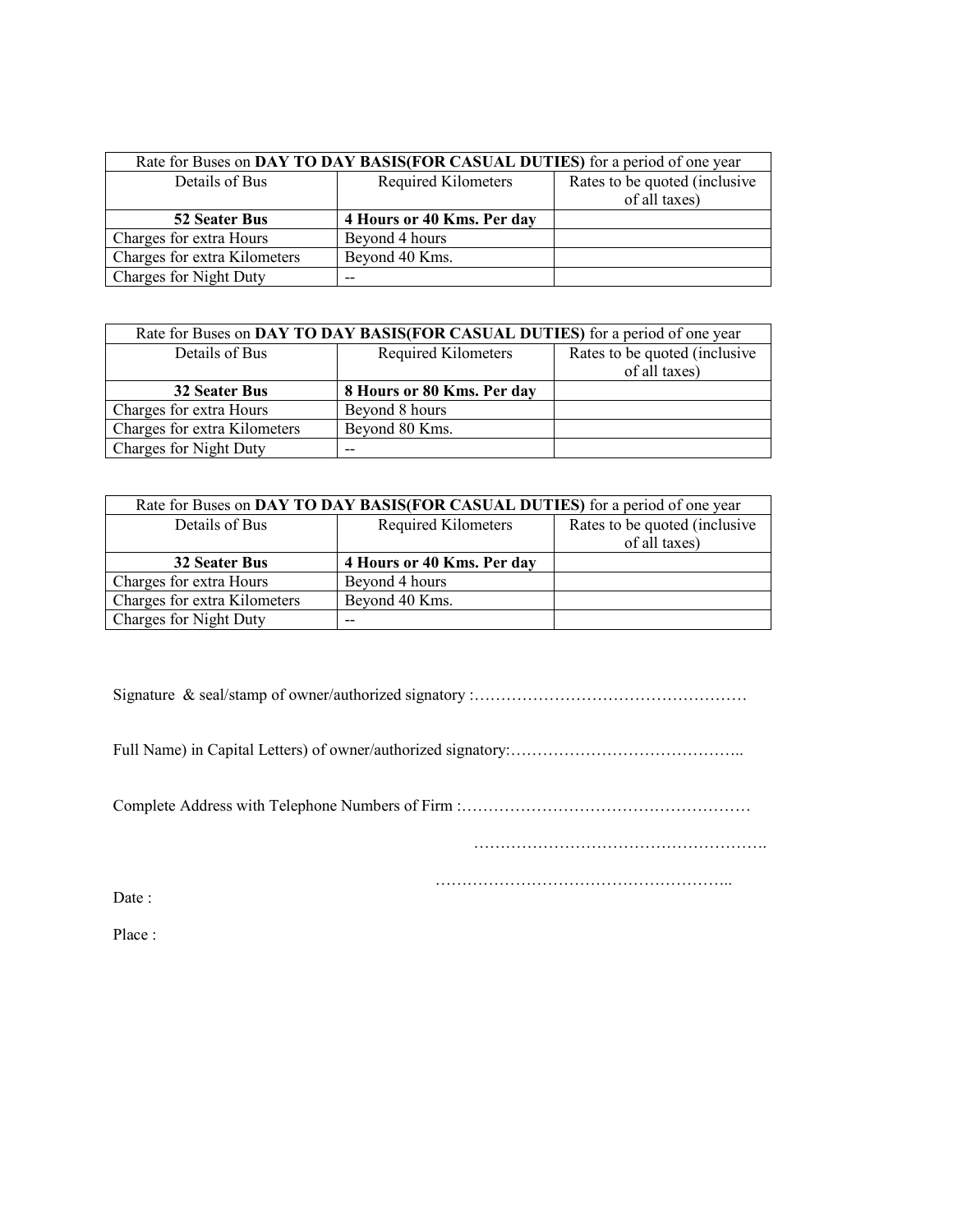| Rate for Buses on **DAY TO DAY BASIS(FOR CASUAL DUTIES)** for a period of one year | | |
|---|---|---|
| Details of Bus | Required Kilometers | Rates to be quoted (inclusive of all taxes) |
| **52 Seater Bus** | **4 Hours or 40 Kms. Per day** | |
| Charges for extra Hours | Beyond 4 hours | |
| Charges for extra Kilometers | Beyond 40 Kms. | |
| Charges for Night Duty | -- | |

| Rate for Buses on **DAY TO DAY BASIS(FOR CASUAL DUTIES)** for a period of one year | | |
|---|---|---|
| Details of Bus | Required Kilometers | Rates to be quoted (inclusive of all taxes) |
| **32 Seater Bus** | **8 Hours or 80 Kms. Per day** | |
| Charges for extra Hours | Beyond 8 hours | |
| Charges for extra Kilometers | Beyond 80 Kms. | |
| Charges for Night Duty | -- | |

| Rate for Buses on **DAY TO DAY BASIS(FOR CASUAL DUTIES)** for a period of one year | | |
|---|---|---|
| Details of Bus | Required Kilometers | Rates to be quoted (inclusive of all taxes) |
| **32 Seater Bus** | **4 Hours or 40 Kms. Per day** | |
| Charges for extra Hours | Beyond 4 hours | |
| Charges for extra Kilometers | Beyond 40 Kms. | |
| Charges for Night Duty | -- | |

Signature & seal/stamp of owner/authorized signatory :……………………………………………

Full Name) in Capital Letters) of owner/authorized signatory:……………………………………..

Complete Address with Telephone Numbers of Firm :………………………………………………

……………………………………………….

………………………………………………..

Date :

Place :